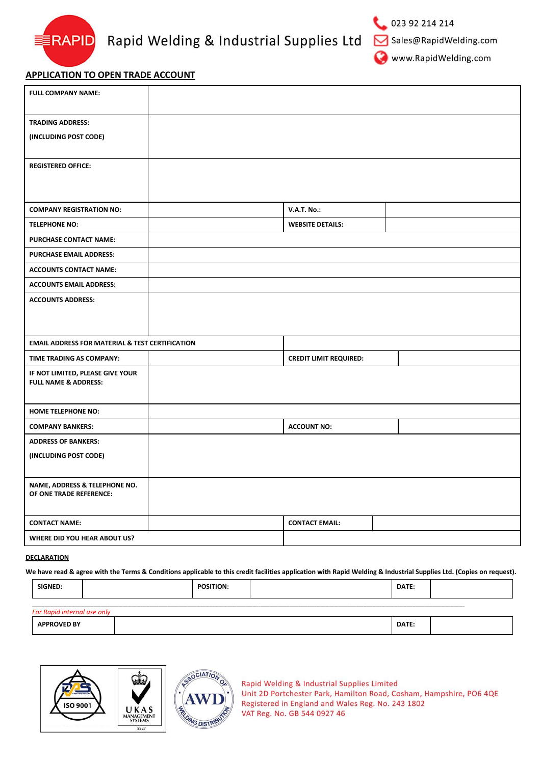RAPID Rapid Welding & Industrial Supplies Ltd

023 92 214 214
Sales@RapidWelding.com
www.RapidWelding.com

## APPLICATION TO OPEN TRADE ACCOUNT

| | | | |
|---|---|---|---|
| **FULL COMPANY NAME:** | | | |
| **TRADING ADDRESS:** (INCLUDING POST CODE) | | | |
| **REGISTERED OFFICE:** | | | |
| **COMPANY REGISTRATION NO:** | | **V.A.T. No.:** | |
| **TELEPHONE NO:** | | **WEBSITE DETAILS:** | |
| **PURCHASE CONTACT NAME:** | | | |
| **PURCHASE EMAIL ADDRESS:** | | | |
| **ACCOUNTS CONTACT NAME:** | | | |
| **ACCOUNTS EMAIL ADDRESS:** | | | |
| **ACCOUNTS ADDRESS:** | | | |
| **EMAIL ADDRESS FOR MATERIAL & TEST CERTIFICATION** | | | |
| **TIME TRADING AS COMPANY:** | | **CREDIT LIMIT REQUIRED:** | |
| **IF NOT LIMITED, PLEASE GIVE YOUR FULL NAME & ADDRESS:** | | | |
| **HOME TELEPHONE NO:** | | | |
| **COMPANY BANKERS:** | | **ACCOUNT NO:** | |
| **ADDRESS OF BANKERS:** (INCLUDING POST CODE) | | | |
| **NAME, ADDRESS & TELEPHONE NO. OF ONE TRADE REFERENCE:** | | | |
| **CONTACT NAME:** | | **CONTACT EMAIL:** | |
| **WHERE DID YOU HEAR ABOUT US?** | | | |

**DECLARATION**

**We have read & agree with the Terms & Conditions applicable to this credit facilities application with Rapid Welding & Industrial Supplies Ltd. (Copies on request).**

| | | | | | |
|---|---|---|---|---|---|
| **SIGNED:** | | **POSITION:** | | **DATE:** | |

*For Rapid internal use only*

| | | | |
|---|---|---|---|
| **APPROVED BY** | | **DATE:** | |

ISO 9001 UKAS MANAGEMENT SYSTEMS 8327

ASSOCIATION OF WELDING DISTRIBUTION AWD

Rapid Welding & Industrial Supplies Limited
Unit 2D Portchester Park, Hamilton Road, Cosham, Hampshire, PO6 4QE
Registered in England and Wales Reg. No. 243 1802
VAT Reg. No. GB 544 0927 46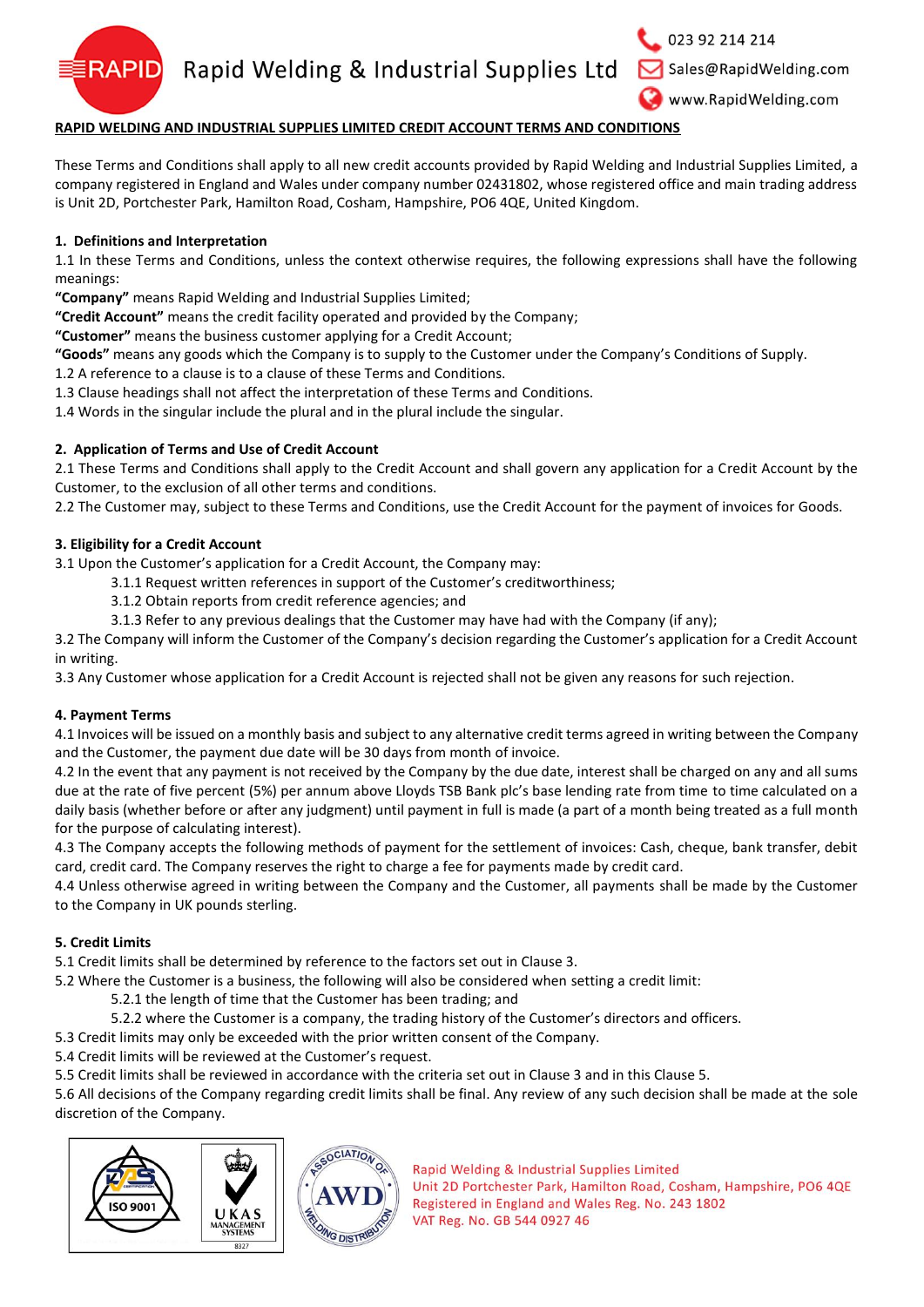**RAPID WELDING AND INDUSTRIAL SUPPLIES LIMITED CREDIT ACCOUNT TERMS AND CONDITIONS**

These Terms and Conditions shall apply to all new credit accounts provided by Rapid Welding and Industrial Supplies Limited, a company registered in England and Wales under company number 02431802, whose registered office and main trading address is Unit 2D, Portchester Park, Hamilton Road, Cosham, Hampshire, PO6 4QE, United Kingdom.

## 1. Definitions and Interpretation

1.1 In these Terms and Conditions, unless the context otherwise requires, the following expressions shall have the following meanings:

**"Company"** means Rapid Welding and Industrial Supplies Limited;

**"Credit Account"** means the credit facility operated and provided by the Company;

**"Customer"** means the business customer applying for a Credit Account;

**"Goods"** means any goods which the Company is to supply to the Customer under the Company's Conditions of Supply.

1.2 A reference to a clause is to a clause of these Terms and Conditions.

1.3 Clause headings shall not affect the interpretation of these Terms and Conditions.

1.4 Words in the singular include the plural and in the plural include the singular.

## 2. Application of Terms and Use of Credit Account

2.1 These Terms and Conditions shall apply to the Credit Account and shall govern any application for a Credit Account by the Customer, to the exclusion of all other terms and conditions.

2.2 The Customer may, subject to these Terms and Conditions, use the Credit Account for the payment of invoices for Goods.

## 3. Eligibility for a Credit Account

3.1 Upon the Customer's application for a Credit Account, the Company may:

- 3.1.1 Request written references in support of the Customer's creditworthiness;
- 3.1.2 Obtain reports from credit reference agencies; and
- 3.1.3 Refer to any previous dealings that the Customer may have had with the Company (if any);

3.2 The Company will inform the Customer of the Company's decision regarding the Customer's application for a Credit Account in writing.

3.3 Any Customer whose application for a Credit Account is rejected shall not be given any reasons for such rejection.

## 4. Payment Terms

4.1 Invoices will be issued on a monthly basis and subject to any alternative credit terms agreed in writing between the Company and the Customer, the payment due date will be 30 days from month of invoice.

4.2 In the event that any payment is not received by the Company by the due date, interest shall be charged on any and all sums due at the rate of five percent (5%) per annum above Lloyds TSB Bank plc's base lending rate from time to time calculated on a daily basis (whether before or after any judgment) until payment in full is made (a part of a month being treated as a full month for the purpose of calculating interest).

4.3 The Company accepts the following methods of payment for the settlement of invoices: Cash, cheque, bank transfer, debit card, credit card. The Company reserves the right to charge a fee for payments made by credit card.

4.4 Unless otherwise agreed in writing between the Company and the Customer, all payments shall be made by the Customer to the Company in UK pounds sterling.

## 5. Credit Limits

5.1 Credit limits shall be determined by reference to the factors set out in Clause 3.

5.2 Where the Customer is a business, the following will also be considered when setting a credit limit:

- 5.2.1 the length of time that the Customer has been trading; and
- 5.2.2 where the Customer is a company, the trading history of the Customer's directors and officers.

5.3 Credit limits may only be exceeded with the prior written consent of the Company.

5.4 Credit limits will be reviewed at the Customer's request.

5.5 Credit limits shall be reviewed in accordance with the criteria set out in Clause 3 and in this Clause 5.

5.6 All decisions of the Company regarding credit limits shall be final. Any review of any such decision shall be made at the sole discretion of the Company.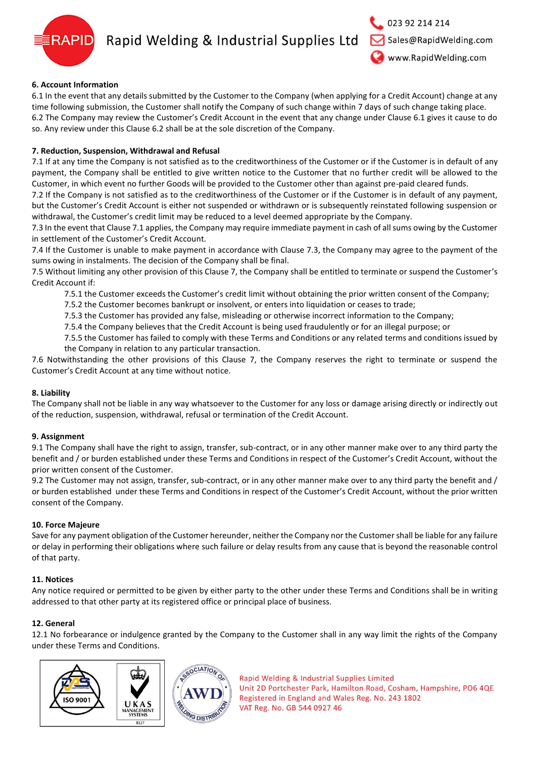### 6. Account Information

6.1 In the event that any details submitted by the Customer to the Company (when applying for a Credit Account) change at any time following submission, the Customer shall notify the Company of such change within 7 days of such change taking place.
6.2 The Company may review the Customer's Credit Account in the event that any change under Clause 6.1 gives it cause to do so. Any review under this Clause 6.2 shall be at the sole discretion of the Company.

### 7. Reduction, Suspension, Withdrawal and Refusal

7.1 If at any time the Company is not satisfied as to the creditworthiness of the Customer or if the Customer is in default of any payment, the Company shall be entitled to give written notice to the Customer that no further credit will be allowed to the Customer, in which event no further Goods will be provided to the Customer other than against pre-paid cleared funds.
7.2 If the Company is not satisfied as to the creditworthiness of the Customer or if the Customer is in default of any payment, but the Customer's Credit Account is either not suspended or withdrawn or is subsequently reinstated following suspension or withdrawal, the Customer's credit limit may be reduced to a level deemed appropriate by the Company.
7.3 In the event that Clause 7.1 applies, the Company may require immediate payment in cash of all sums owing by the Customer in settlement of the Customer's Credit Account.
7.4 If the Customer is unable to make payment in accordance with Clause 7.3, the Company may agree to the payment of the sums owing in instalments. The decision of the Company shall be final.
7.5 Without limiting any other provision of this Clause 7, the Company shall be entitled to terminate or suspend the Customer's Credit Account if:

- 7.5.1 the Customer exceeds the Customer's credit limit without obtaining the prior written consent of the Company;
- 7.5.2 the Customer becomes bankrupt or insolvent, or enters into liquidation or ceases to trade;
- 7.5.3 the Customer has provided any false, misleading or otherwise incorrect information to the Company;
- 7.5.4 the Company believes that the Credit Account is being used fraudulently or for an illegal purpose; or
- 7.5.5 the Customer has failed to comply with these Terms and Conditions or any related terms and conditions issued by the Company in relation to any particular transaction.

7.6 Notwithstanding the other provisions of this Clause 7, the Company reserves the right to terminate or suspend the Customer's Credit Account at any time without notice.

### 8. Liability

The Company shall not be liable in any way whatsoever to the Customer for any loss or damage arising directly or indirectly out of the reduction, suspension, withdrawal, refusal or termination of the Credit Account.

### 9. Assignment

9.1 The Company shall have the right to assign, transfer, sub-contract, or in any other manner make over to any third party the benefit and / or burden established under these Terms and Conditions in respect of the Customer's Credit Account, without the prior written consent of the Customer.
9.2 The Customer may not assign, transfer, sub-contract, or in any other manner make over to any third party the benefit and / or burden established under these Terms and Conditions in respect of the Customer's Credit Account, without the prior written consent of the Company.

### 10. Force Majeure

Save for any payment obligation of the Customer hereunder, neither the Company nor the Customer shall be liable for any failure or delay in performing their obligations where such failure or delay results from any cause that is beyond the reasonable control of that party.

### 11. Notices

Any notice required or permitted to be given by either party to the other under these Terms and Conditions shall be in writing addressed to that other party at its registered office or principal place of business.

### 12. General

12.1 No forbearance or indulgence granted by the Company to the Customer shall in any way limit the rights of the Company under these Terms and Conditions.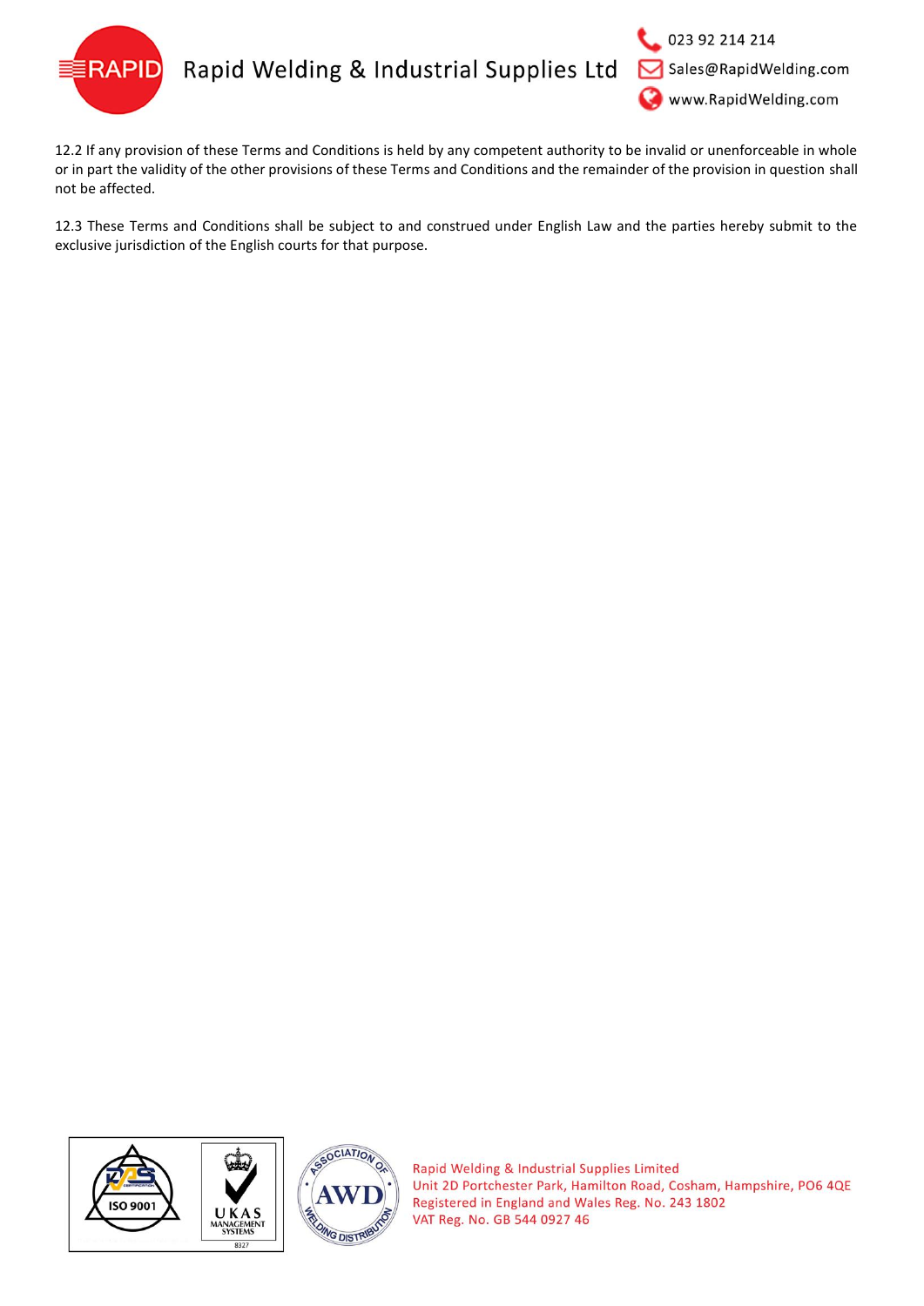12.2 If any provision of these Terms and Conditions is held by any competent authority to be invalid or unenforceable in whole or in part the validity of the other provisions of these Terms and Conditions and the remainder of the provision in question shall not be affected.

12.3 These Terms and Conditions shall be subject to and construed under English Law and the parties hereby submit to the exclusive jurisdiction of the English courts for that purpose.